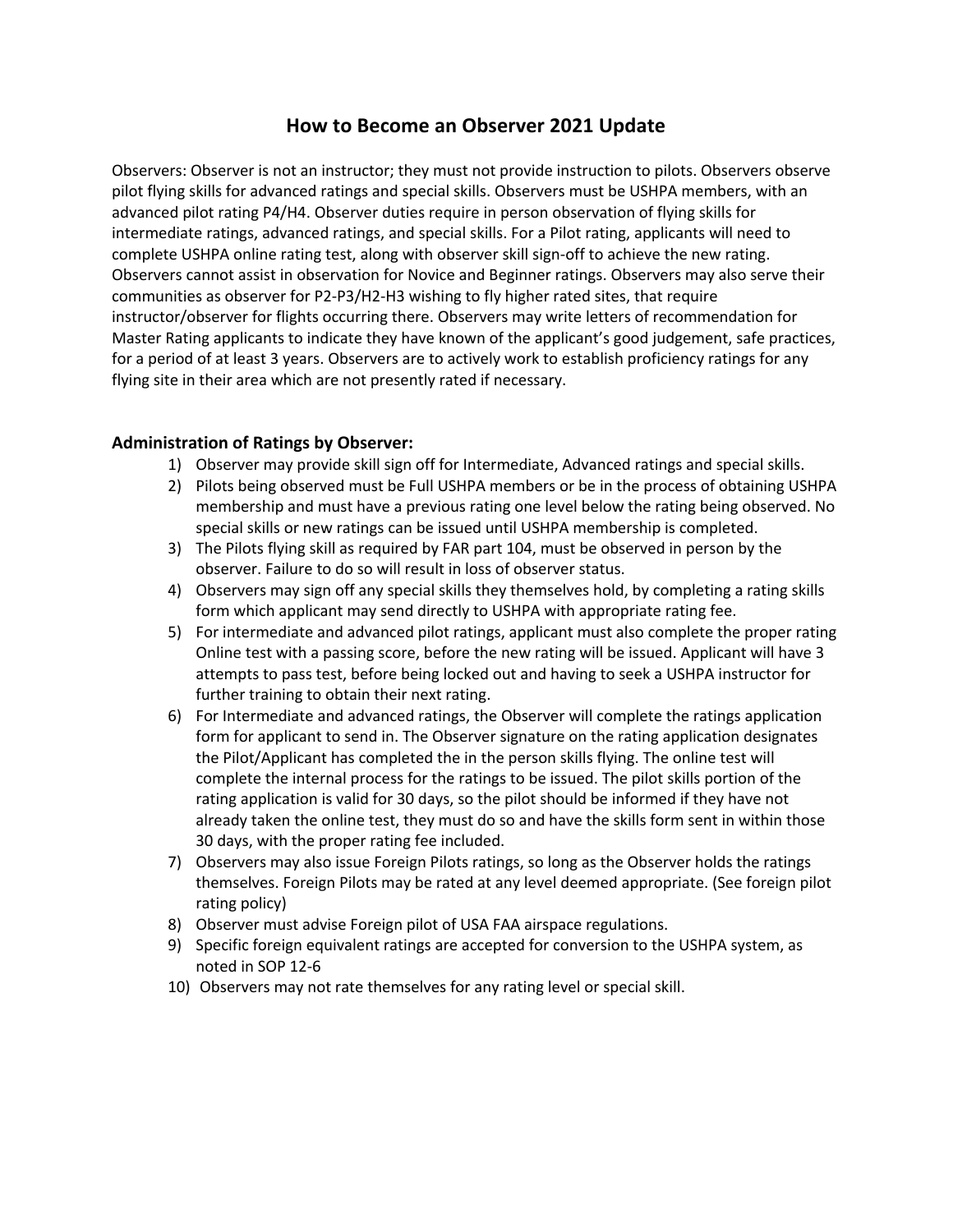# How to Become an Observer 2021 Update

Observers: Observer is not an instructor; they must not provide instruction to pilots. Observers observe pilot flying skills for advanced ratings and special skills. Observers must be USHPA members, with an advanced pilot rating P4/H4. Observer duties require in person observation of flying skills for intermediate ratings, advanced ratings, and special skills. For a Pilot rating, applicants will need to complete USHPA online rating test, along with observer skill sign-off to achieve the new rating. Observers cannot assist in observation for Novice and Beginner ratings. Observers may also serve their communities as observer for P2-P3/H2-H3 wishing to fly higher rated sites, that require instructor/observer for flights occurring there. Observers may write letters of recommendation for Master Rating applicants to indicate they have known of the applicant's good judgement, safe practices, for a period of at least 3 years. Observers are to actively work to establish proficiency ratings for any flying site in their area which are not presently rated if necessary.

### Administration of Ratings by Observer:

1) Observer may provide skill sign off for Intermediate, Advanced ratings and special skills.
2) Pilots being observed must be Full USHPA members or be in the process of obtaining USHPA membership and must have a previous rating one level below the rating being observed. No special skills or new ratings can be issued until USHPA membership is completed.
3) The Pilots flying skill as required by FAR part 104, must be observed in person by the observer. Failure to do so will result in loss of observer status.
4) Observers may sign off any special skills they themselves hold, by completing a rating skills form which applicant may send directly to USHPA with appropriate rating fee.
5) For intermediate and advanced pilot ratings, applicant must also complete the proper rating Online test with a passing score, before the new rating will be issued. Applicant will have 3 attempts to pass test, before being locked out and having to seek a USHPA instructor for further training to obtain their next rating.
6) For Intermediate and advanced ratings, the Observer will complete the ratings application form for applicant to send in. The Observer signature on the rating application designates the Pilot/Applicant has completed the in the person skills flying. The online test will complete the internal process for the ratings to be issued. The pilot skills portion of the rating application is valid for 30 days, so the pilot should be informed if they have not already taken the online test, they must do so and have the skills form sent in within those 30 days, with the proper rating fee included.
7) Observers may also issue Foreign Pilots ratings, so long as the Observer holds the ratings themselves. Foreign Pilots may be rated at any level deemed appropriate. (See foreign pilot rating policy)
8) Observer must advise Foreign pilot of USA FAA airspace regulations.
9) Specific foreign equivalent ratings are accepted for conversion to the USHPA system, as noted in SOP 12-6
10) Observers may not rate themselves for any rating level or special skill.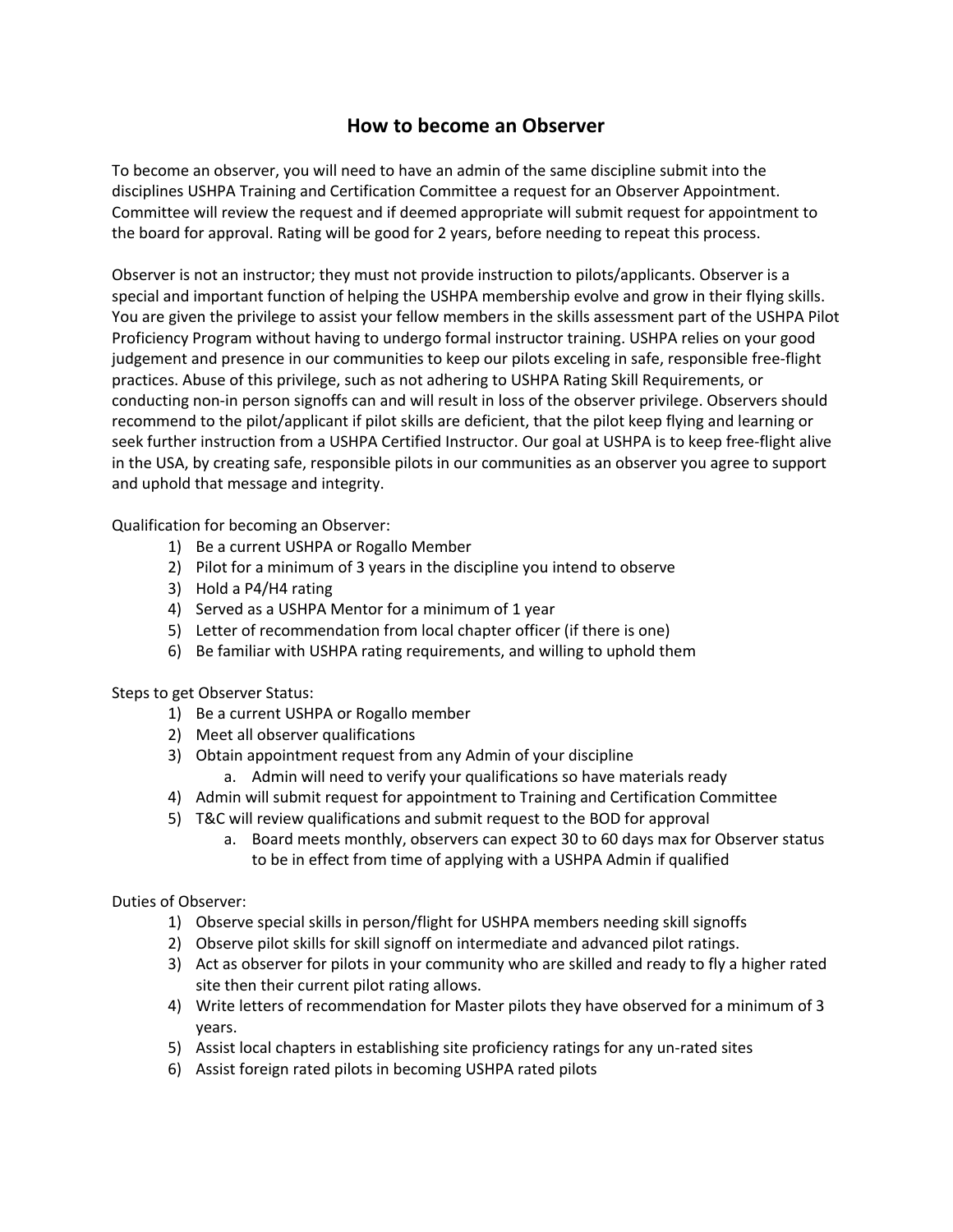# How to become an Observer

To become an observer, you will need to have an admin of the same discipline submit into the disciplines USHPA Training and Certification Committee a request for an Observer Appointment. Committee will review the request and if deemed appropriate will submit request for appointment to the board for approval. Rating will be good for 2 years, before needing to repeat this process.

Observer is not an instructor; they must not provide instruction to pilots/applicants. Observer is a special and important function of helping the USHPA membership evolve and grow in their flying skills. You are given the privilege to assist your fellow members in the skills assessment part of the USHPA Pilot Proficiency Program without having to undergo formal instructor training. USHPA relies on your good judgement and presence in our communities to keep our pilots exceling in safe, responsible free-flight practices. Abuse of this privilege, such as not adhering to USHPA Rating Skill Requirements, or conducting non-in person signoffs can and will result in loss of the observer privilege. Observers should recommend to the pilot/applicant if pilot skills are deficient, that the pilot keep flying and learning or seek further instruction from a USHPA Certified Instructor. Our goal at USHPA is to keep free-flight alive in the USA, by creating safe, responsible pilots in our communities as an observer you agree to support and uphold that message and integrity.

Qualification for becoming an Observer:

1) Be a current USHPA or Rogallo Member
2) Pilot for a minimum of 3 years in the discipline you intend to observe
3) Hold a P4/H4 rating
4) Served as a USHPA Mentor for a minimum of 1 year
5) Letter of recommendation from local chapter officer (if there is one)
6) Be familiar with USHPA rating requirements, and willing to uphold them

Steps to get Observer Status:

1) Be a current USHPA or Rogallo member
2) Meet all observer qualifications
3) Obtain appointment request from any Admin of your discipline
   a. Admin will need to verify your qualifications so have materials ready
4) Admin will submit request for appointment to Training and Certification Committee
5) T&C will review qualifications and submit request to the BOD for approval
   a. Board meets monthly, observers can expect 30 to 60 days max for Observer status to be in effect from time of applying with a USHPA Admin if qualified

Duties of Observer:

1) Observe special skills in person/flight for USHPA members needing skill signoffs
2) Observe pilot skills for skill signoff on intermediate and advanced pilot ratings.
3) Act as observer for pilots in your community who are skilled and ready to fly a higher rated site then their current pilot rating allows.
4) Write letters of recommendation for Master pilots they have observed for a minimum of 3 years.
5) Assist local chapters in establishing site proficiency ratings for any un-rated sites
6) Assist foreign rated pilots in becoming USHPA rated pilots